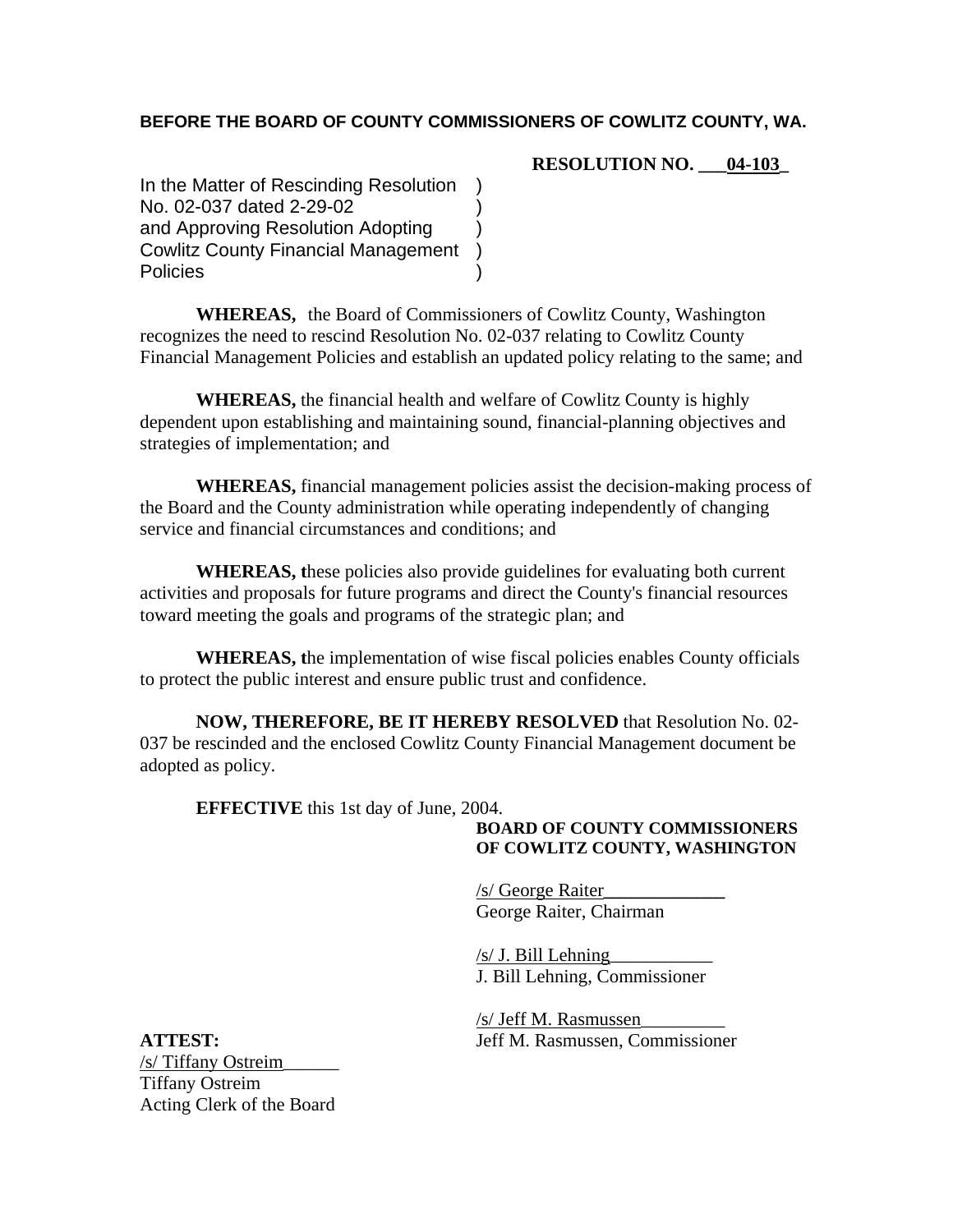**BEFORE THE BOARD OF COUNTY COMMISSIONERS OF COWLITZ COUNTY, WA.**

**RESOLUTION NO. \_\_\_04-103\_**

In the Matter of Rescinding Resolution No. 02-037 dated 2-29-02 and Approving Resolution Adopting Cowlitz County Financial Management Policies

**WHEREAS,** the Board of Commissioners of Cowlitz County, Washington recognizes the need to rescind Resolution No. 02-037 relating to Cowlitz County Financial Management Policies and establish an updated policy relating to the same; and

**WHEREAS,** the financial health and welfare of Cowlitz County is highly dependent upon establishing and maintaining sound, financial-planning objectives and strategies of implementation; and

**WHEREAS,** financial management policies assist the decision-making process of the Board and the County administration while operating independently of changing service and financial circumstances and conditions; and

**WHEREAS, t**hese policies also provide guidelines for evaluating both current activities and proposals for future programs and direct the County's financial resources toward meeting the goals and programs of the strategic plan; and

**WHEREAS, t**he implementation of wise fiscal policies enables County officials to protect the public interest and ensure public trust and confidence.

**NOW, THEREFORE, BE IT HEREBY RESOLVED** that Resolution No. 02-037 be rescinded and the enclosed Cowlitz County Financial Management document be adopted as policy.

**EFFECTIVE** this 1st day of June, 2004.

**BOARD OF COUNTY COMMISSIONERS OF COWLITZ COUNTY, WASHINGTON**

/s/ George Raiter
George Raiter, Chairman

/s/ J. Bill Lehning
J. Bill Lehning, Commissioner

/s/ Jeff M. Rasmussen
Jeff M. Rasmussen, Commissioner

**ATTEST:**

/s/ Tiffany Ostreim
Tiffany Ostreim
Acting Clerk of the Board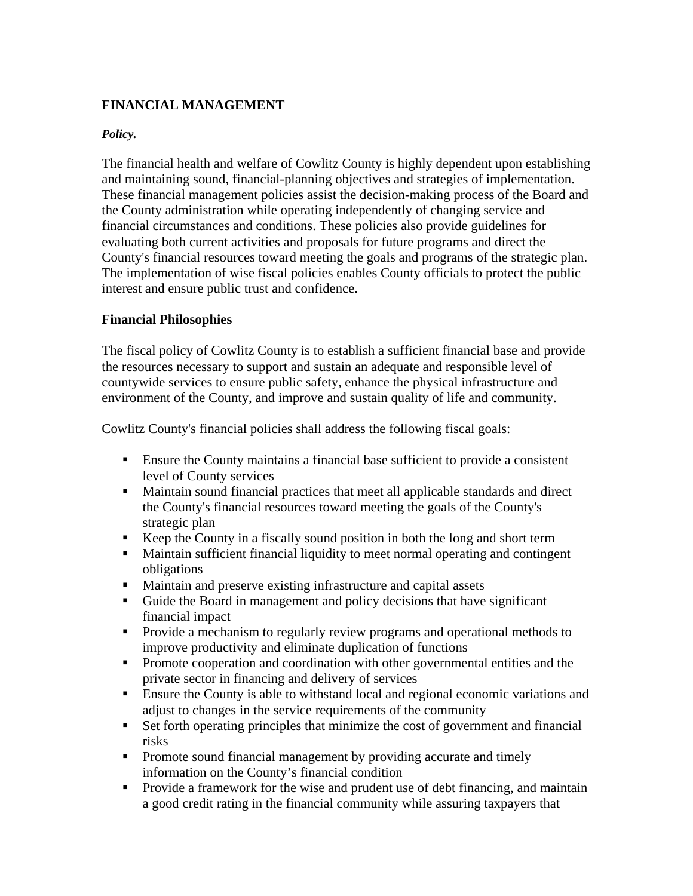## FINANCIAL MANAGEMENT

***Policy.***

The financial health and welfare of Cowlitz County is highly dependent upon establishing and maintaining sound, financial-planning objectives and strategies of implementation. These financial management policies assist the decision-making process of the Board and the County administration while operating independently of changing service and financial circumstances and conditions. These policies also provide guidelines for evaluating both current activities and proposals for future programs and direct the County's financial resources toward meeting the goals and programs of the strategic plan. The implementation of wise fiscal policies enables County officials to protect the public interest and ensure public trust and confidence.

### Financial Philosophies

The fiscal policy of Cowlitz County is to establish a sufficient financial base and provide the resources necessary to support and sustain an adequate and responsible level of countywide services to ensure public safety, enhance the physical infrastructure and environment of the County, and improve and sustain quality of life and community.

Cowlitz County's financial policies shall address the following fiscal goals:

- Ensure the County maintains a financial base sufficient to provide a consistent level of County services
- Maintain sound financial practices that meet all applicable standards and direct the County's financial resources toward meeting the goals of the County's strategic plan
- Keep the County in a fiscally sound position in both the long and short term
- Maintain sufficient financial liquidity to meet normal operating and contingent obligations
- Maintain and preserve existing infrastructure and capital assets
- Guide the Board in management and policy decisions that have significant financial impact
- Provide a mechanism to regularly review programs and operational methods to improve productivity and eliminate duplication of functions
- Promote cooperation and coordination with other governmental entities and the private sector in financing and delivery of services
- Ensure the County is able to withstand local and regional economic variations and adjust to changes in the service requirements of the community
- Set forth operating principles that minimize the cost of government and financial risks
- Promote sound financial management by providing accurate and timely information on the County's financial condition
- Provide a framework for the wise and prudent use of debt financing, and maintain a good credit rating in the financial community while assuring taxpayers that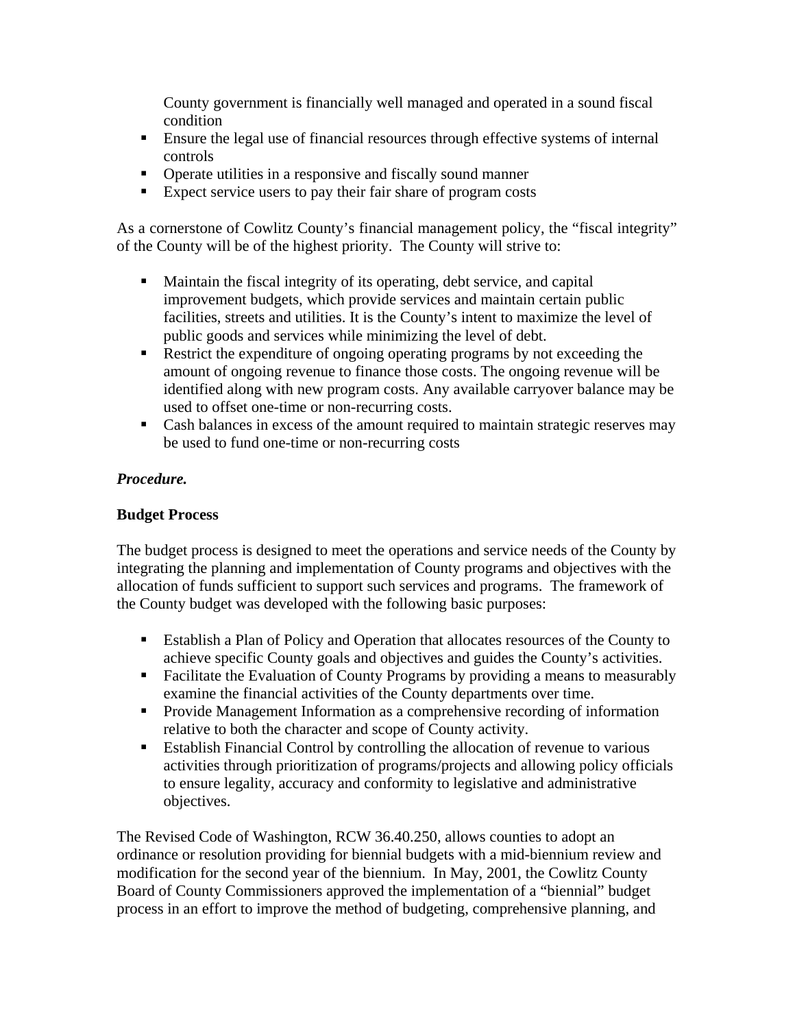County government is financially well managed and operated in a sound fiscal condition
- Ensure the legal use of financial resources through effective systems of internal controls
- Operate utilities in a responsive and fiscally sound manner
- Expect service users to pay their fair share of program costs

As a cornerstone of Cowlitz County's financial management policy, the "fiscal integrity" of the County will be of the highest priority. The County will strive to:

- Maintain the fiscal integrity of its operating, debt service, and capital improvement budgets, which provide services and maintain certain public facilities, streets and utilities. It is the County's intent to maximize the level of public goods and services while minimizing the level of debt.
- Restrict the expenditure of ongoing operating programs by not exceeding the amount of ongoing revenue to finance those costs. The ongoing revenue will be identified along with new program costs. Any available carryover balance may be used to offset one-time or non-recurring costs.
- Cash balances in excess of the amount required to maintain strategic reserves may be used to fund one-time or non-recurring costs

***Procedure.***

**Budget Process**

The budget process is designed to meet the operations and service needs of the County by integrating the planning and implementation of County programs and objectives with the allocation of funds sufficient to support such services and programs. The framework of the County budget was developed with the following basic purposes:

- Establish a Plan of Policy and Operation that allocates resources of the County to achieve specific County goals and objectives and guides the County's activities.
- Facilitate the Evaluation of County Programs by providing a means to measurably examine the financial activities of the County departments over time.
- Provide Management Information as a comprehensive recording of information relative to both the character and scope of County activity.
- Establish Financial Control by controlling the allocation of revenue to various activities through prioritization of programs/projects and allowing policy officials to ensure legality, accuracy and conformity to legislative and administrative objectives.

The Revised Code of Washington, RCW 36.40.250, allows counties to adopt an ordinance or resolution providing for biennial budgets with a mid-biennium review and modification for the second year of the biennium. In May, 2001, the Cowlitz County Board of County Commissioners approved the implementation of a "biennial" budget process in an effort to improve the method of budgeting, comprehensive planning, and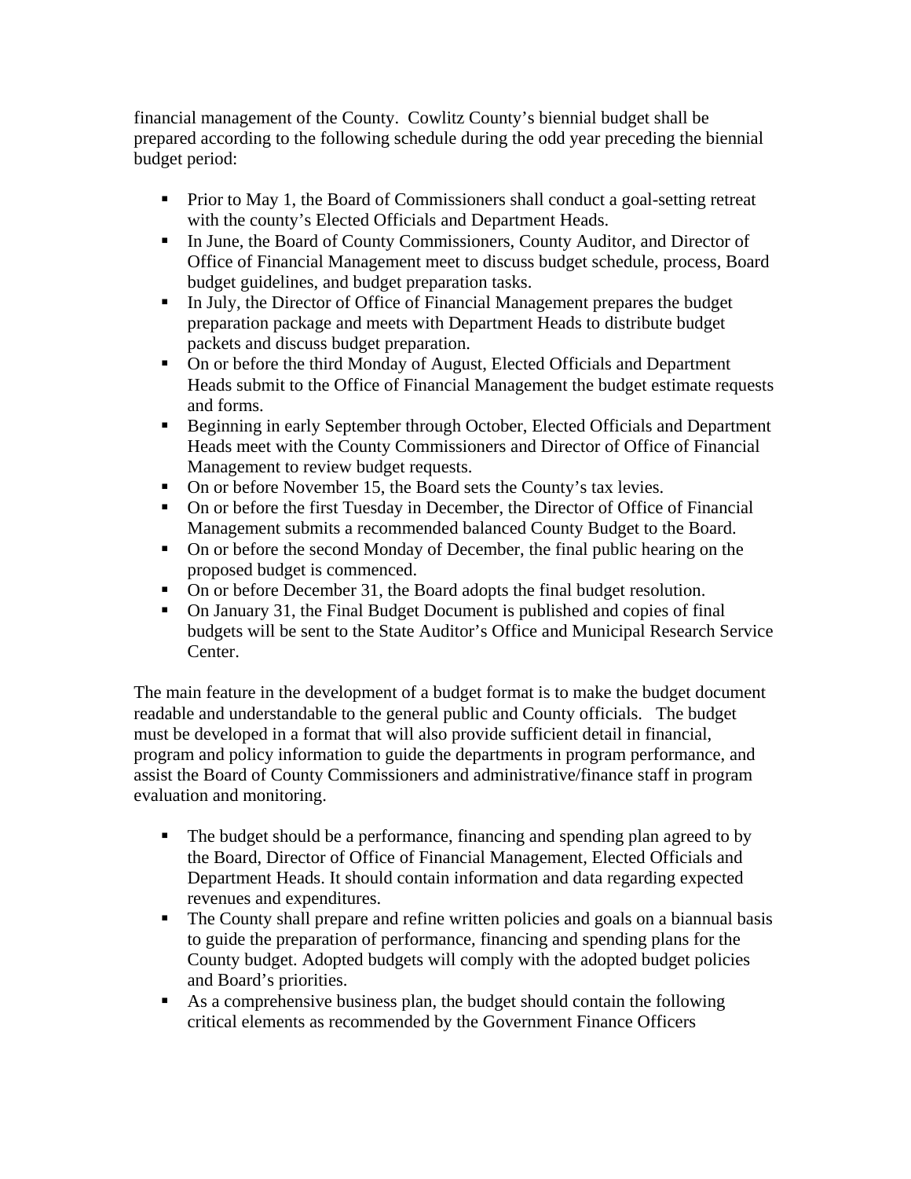financial management of the County. Cowlitz County's biennial budget shall be prepared according to the following schedule during the odd year preceding the biennial budget period:

- Prior to May 1, the Board of Commissioners shall conduct a goal-setting retreat with the county's Elected Officials and Department Heads.
- In June, the Board of County Commissioners, County Auditor, and Director of Office of Financial Management meet to discuss budget schedule, process, Board budget guidelines, and budget preparation tasks.
- In July, the Director of Office of Financial Management prepares the budget preparation package and meets with Department Heads to distribute budget packets and discuss budget preparation.
- On or before the third Monday of August, Elected Officials and Department Heads submit to the Office of Financial Management the budget estimate requests and forms.
- Beginning in early September through October, Elected Officials and Department Heads meet with the County Commissioners and Director of Office of Financial Management to review budget requests.
- On or before November 15, the Board sets the County's tax levies.
- On or before the first Tuesday in December, the Director of Office of Financial Management submits a recommended balanced County Budget to the Board.
- On or before the second Monday of December, the final public hearing on the proposed budget is commenced.
- On or before December 31, the Board adopts the final budget resolution.
- On January 31, the Final Budget Document is published and copies of final budgets will be sent to the State Auditor's Office and Municipal Research Service Center.

The main feature in the development of a budget format is to make the budget document readable and understandable to the general public and County officials. The budget must be developed in a format that will also provide sufficient detail in financial, program and policy information to guide the departments in program performance, and assist the Board of County Commissioners and administrative/finance staff in program evaluation and monitoring.

- The budget should be a performance, financing and spending plan agreed to by the Board, Director of Office of Financial Management, Elected Officials and Department Heads. It should contain information and data regarding expected revenues and expenditures.
- The County shall prepare and refine written policies and goals on a biannual basis to guide the preparation of performance, financing and spending plans for the County budget. Adopted budgets will comply with the adopted budget policies and Board's priorities.
- As a comprehensive business plan, the budget should contain the following critical elements as recommended by the Government Finance Officers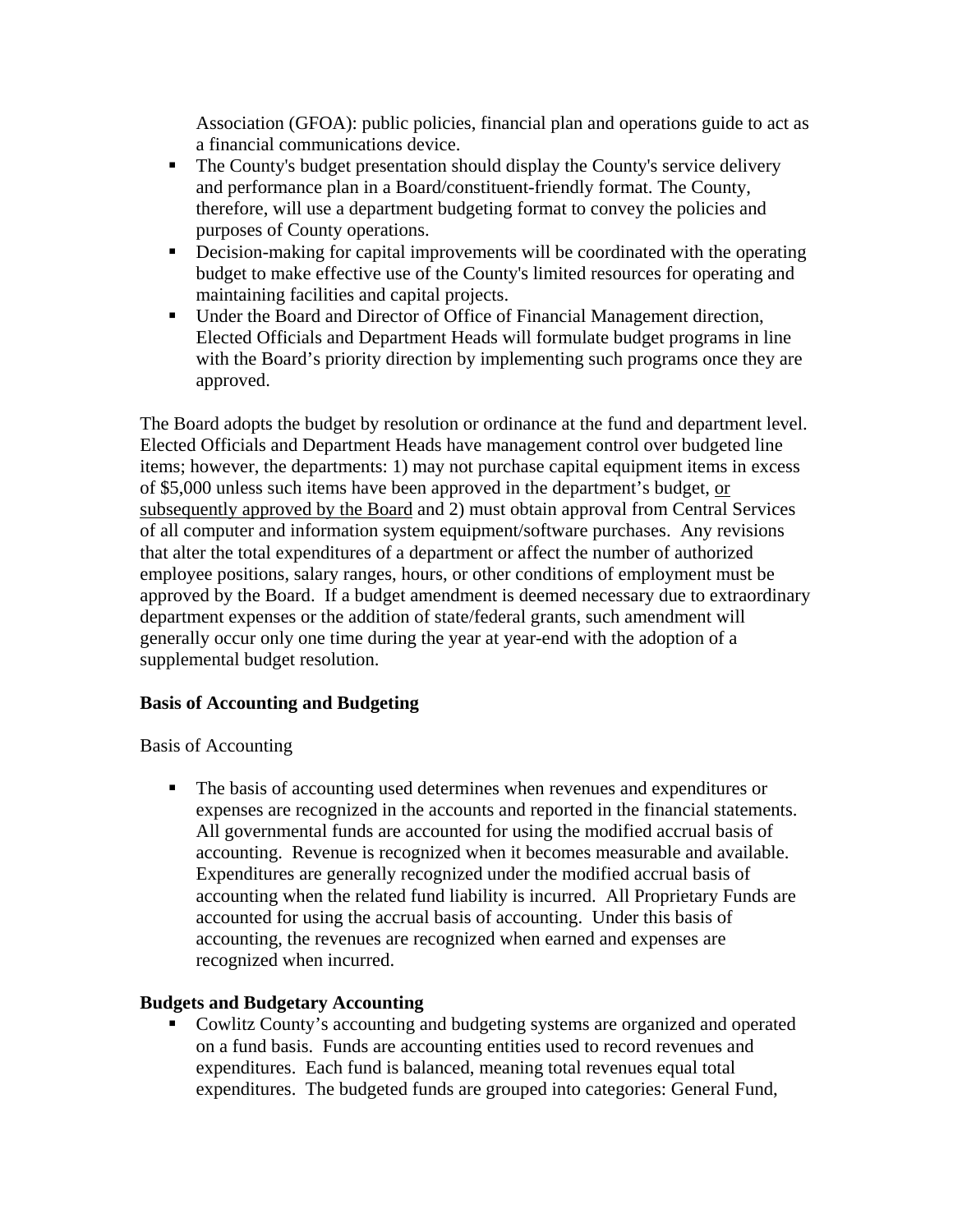Association (GFOA): public policies, financial plan and operations guide to act as a financial communications device.

- The County's budget presentation should display the County's service delivery and performance plan in a Board/constituent-friendly format. The County, therefore, will use a department budgeting format to convey the policies and purposes of County operations.
- Decision-making for capital improvements will be coordinated with the operating budget to make effective use of the County's limited resources for operating and maintaining facilities and capital projects.
- Under the Board and Director of Office of Financial Management direction, Elected Officials and Department Heads will formulate budget programs in line with the Board's priority direction by implementing such programs once they are approved.

The Board adopts the budget by resolution or ordinance at the fund and department level. Elected Officials and Department Heads have management control over budgeted line items; however, the departments: 1) may not purchase capital equipment items in excess of $5,000 unless such items have been approved in the department's budget, <u>or subsequently approved by the Board</u> and 2) must obtain approval from Central Services of all computer and information system equipment/software purchases. Any revisions that alter the total expenditures of a department or affect the number of authorized employee positions, salary ranges, hours, or other conditions of employment must be approved by the Board. If a budget amendment is deemed necessary due to extraordinary department expenses or the addition of state/federal grants, such amendment will generally occur only one time during the year at year-end with the adoption of a supplemental budget resolution.

**Basis of Accounting and Budgeting**

Basis of Accounting

- The basis of accounting used determines when revenues and expenditures or expenses are recognized in the accounts and reported in the financial statements. All governmental funds are accounted for using the modified accrual basis of accounting. Revenue is recognized when it becomes measurable and available. Expenditures are generally recognized under the modified accrual basis of accounting when the related fund liability is incurred. All Proprietary Funds are accounted for using the accrual basis of accounting. Under this basis of accounting, the revenues are recognized when earned and expenses are recognized when incurred.

**Budgets and Budgetary Accounting**

- Cowlitz County's accounting and budgeting systems are organized and operated on a fund basis. Funds are accounting entities used to record revenues and expenditures. Each fund is balanced, meaning total revenues equal total expenditures. The budgeted funds are grouped into categories: General Fund,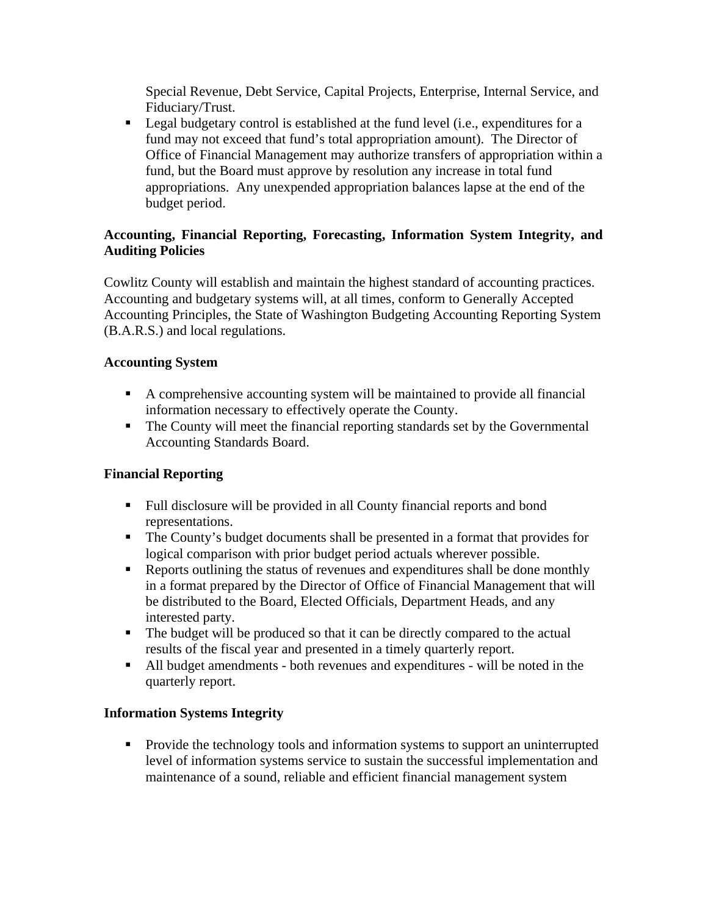Special Revenue, Debt Service, Capital Projects, Enterprise, Internal Service, and Fiduciary/Trust.

- Legal budgetary control is established at the fund level (i.e., expenditures for a fund may not exceed that fund's total appropriation amount). The Director of Office of Financial Management may authorize transfers of appropriation within a fund, but the Board must approve by resolution any increase in total fund appropriations. Any unexpended appropriation balances lapse at the end of the budget period.

**Accounting, Financial Reporting, Forecasting, Information System Integrity, and Auditing Policies**

Cowlitz County will establish and maintain the highest standard of accounting practices. Accounting and budgetary systems will, at all times, conform to Generally Accepted Accounting Principles, the State of Washington Budgeting Accounting Reporting System (B.A.R.S.) and local regulations.

**Accounting System**

- A comprehensive accounting system will be maintained to provide all financial information necessary to effectively operate the County.
- The County will meet the financial reporting standards set by the Governmental Accounting Standards Board.

**Financial Reporting**

- Full disclosure will be provided in all County financial reports and bond representations.
- The County's budget documents shall be presented in a format that provides for logical comparison with prior budget period actuals wherever possible.
- Reports outlining the status of revenues and expenditures shall be done monthly in a format prepared by the Director of Office of Financial Management that will be distributed to the Board, Elected Officials, Department Heads, and any interested party.
- The budget will be produced so that it can be directly compared to the actual results of the fiscal year and presented in a timely quarterly report.
- All budget amendments - both revenues and expenditures - will be noted in the quarterly report.

**Information Systems Integrity**

- Provide the technology tools and information systems to support an uninterrupted level of information systems service to sustain the successful implementation and maintenance of a sound, reliable and efficient financial management system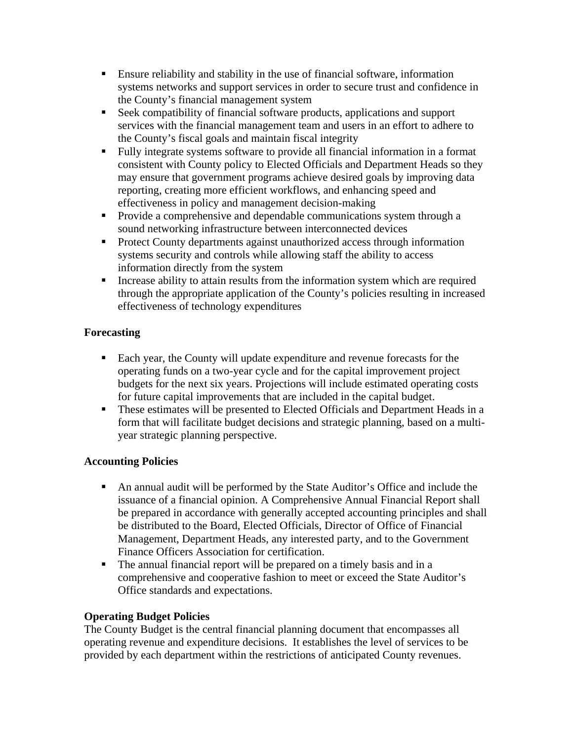- Ensure reliability and stability in the use of financial software, information systems networks and support services in order to secure trust and confidence in the County's financial management system
- Seek compatibility of financial software products, applications and support services with the financial management team and users in an effort to adhere to the County's fiscal goals and maintain fiscal integrity
- Fully integrate systems software to provide all financial information in a format consistent with County policy to Elected Officials and Department Heads so they may ensure that government programs achieve desired goals by improving data reporting, creating more efficient workflows, and enhancing speed and effectiveness in policy and management decision-making
- Provide a comprehensive and dependable communications system through a sound networking infrastructure between interconnected devices
- Protect County departments against unauthorized access through information systems security and controls while allowing staff the ability to access information directly from the system
- Increase ability to attain results from the information system which are required through the appropriate application of the County's policies resulting in increased effectiveness of technology expenditures

**Forecasting**

- Each year, the County will update expenditure and revenue forecasts for the operating funds on a two-year cycle and for the capital improvement project budgets for the next six years. Projections will include estimated operating costs for future capital improvements that are included in the capital budget.
- These estimates will be presented to Elected Officials and Department Heads in a form that will facilitate budget decisions and strategic planning, based on a multi-year strategic planning perspective.

**Accounting Policies**

- An annual audit will be performed by the State Auditor's Office and include the issuance of a financial opinion. A Comprehensive Annual Financial Report shall be prepared in accordance with generally accepted accounting principles and shall be distributed to the Board, Elected Officials, Director of Office of Financial Management, Department Heads, any interested party, and to the Government Finance Officers Association for certification.
- The annual financial report will be prepared on a timely basis and in a comprehensive and cooperative fashion to meet or exceed the State Auditor's Office standards and expectations.

**Operating Budget Policies**

The County Budget is the central financial planning document that encompasses all operating revenue and expenditure decisions. It establishes the level of services to be provided by each department within the restrictions of anticipated County revenues.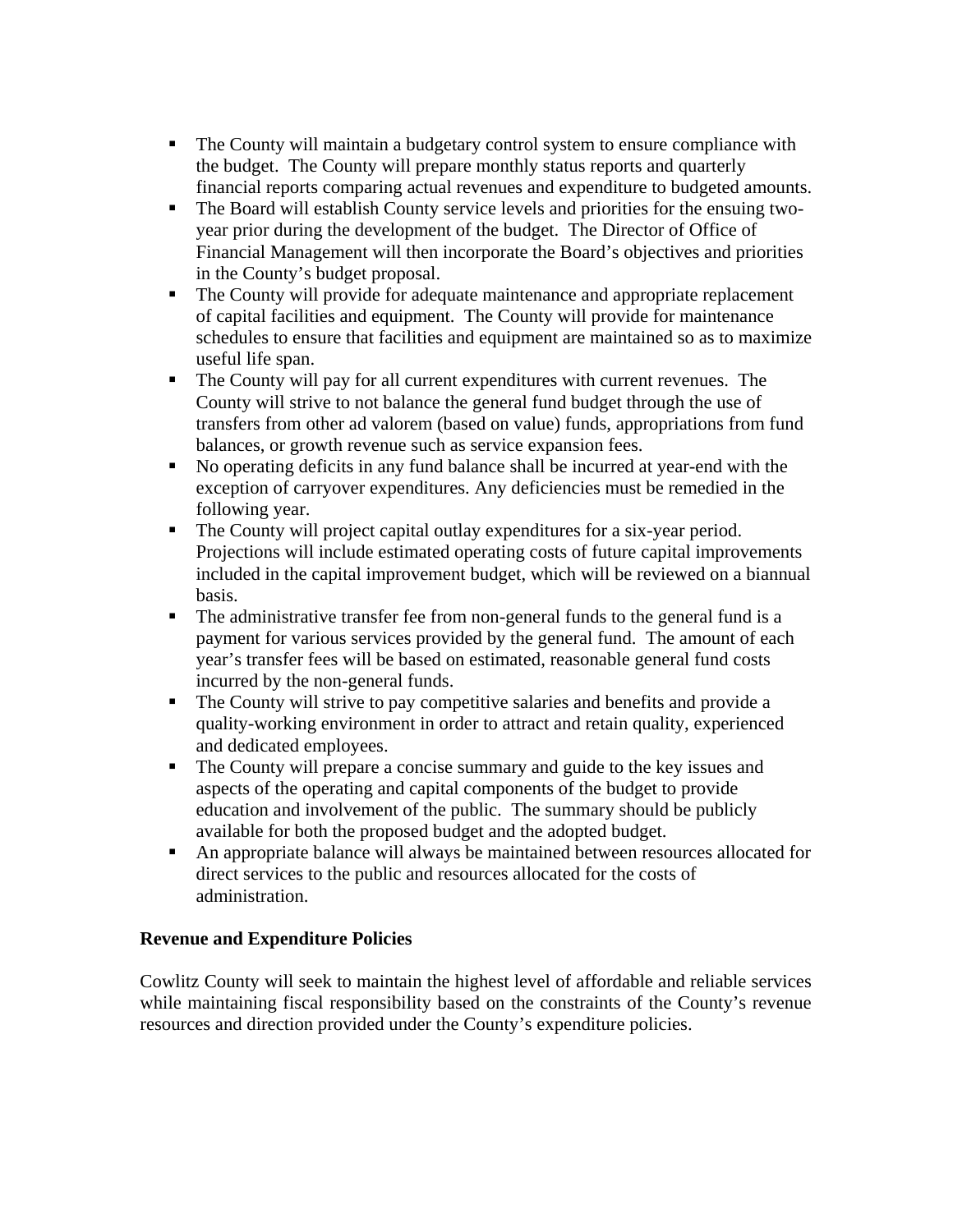- The County will maintain a budgetary control system to ensure compliance with the budget. The County will prepare monthly status reports and quarterly financial reports comparing actual revenues and expenditure to budgeted amounts.
- The Board will establish County service levels and priorities for the ensuing two-year prior during the development of the budget. The Director of Office of Financial Management will then incorporate the Board's objectives and priorities in the County's budget proposal.
- The County will provide for adequate maintenance and appropriate replacement of capital facilities and equipment. The County will provide for maintenance schedules to ensure that facilities and equipment are maintained so as to maximize useful life span.
- The County will pay for all current expenditures with current revenues. The County will strive to not balance the general fund budget through the use of transfers from other ad valorem (based on value) funds, appropriations from fund balances, or growth revenue such as service expansion fees.
- No operating deficits in any fund balance shall be incurred at year-end with the exception of carryover expenditures. Any deficiencies must be remedied in the following year.
- The County will project capital outlay expenditures for a six-year period. Projections will include estimated operating costs of future capital improvements included in the capital improvement budget, which will be reviewed on a biannual basis.
- The administrative transfer fee from non-general funds to the general fund is a payment for various services provided by the general fund. The amount of each year's transfer fees will be based on estimated, reasonable general fund costs incurred by the non-general funds.
- The County will strive to pay competitive salaries and benefits and provide a quality-working environment in order to attract and retain quality, experienced and dedicated employees.
- The County will prepare a concise summary and guide to the key issues and aspects of the operating and capital components of the budget to provide education and involvement of the public. The summary should be publicly available for both the proposed budget and the adopted budget.
- An appropriate balance will always be maintained between resources allocated for direct services to the public and resources allocated for the costs of administration.

**Revenue and Expenditure Policies**

Cowlitz County will seek to maintain the highest level of affordable and reliable services while maintaining fiscal responsibility based on the constraints of the County's revenue resources and direction provided under the County's expenditure policies.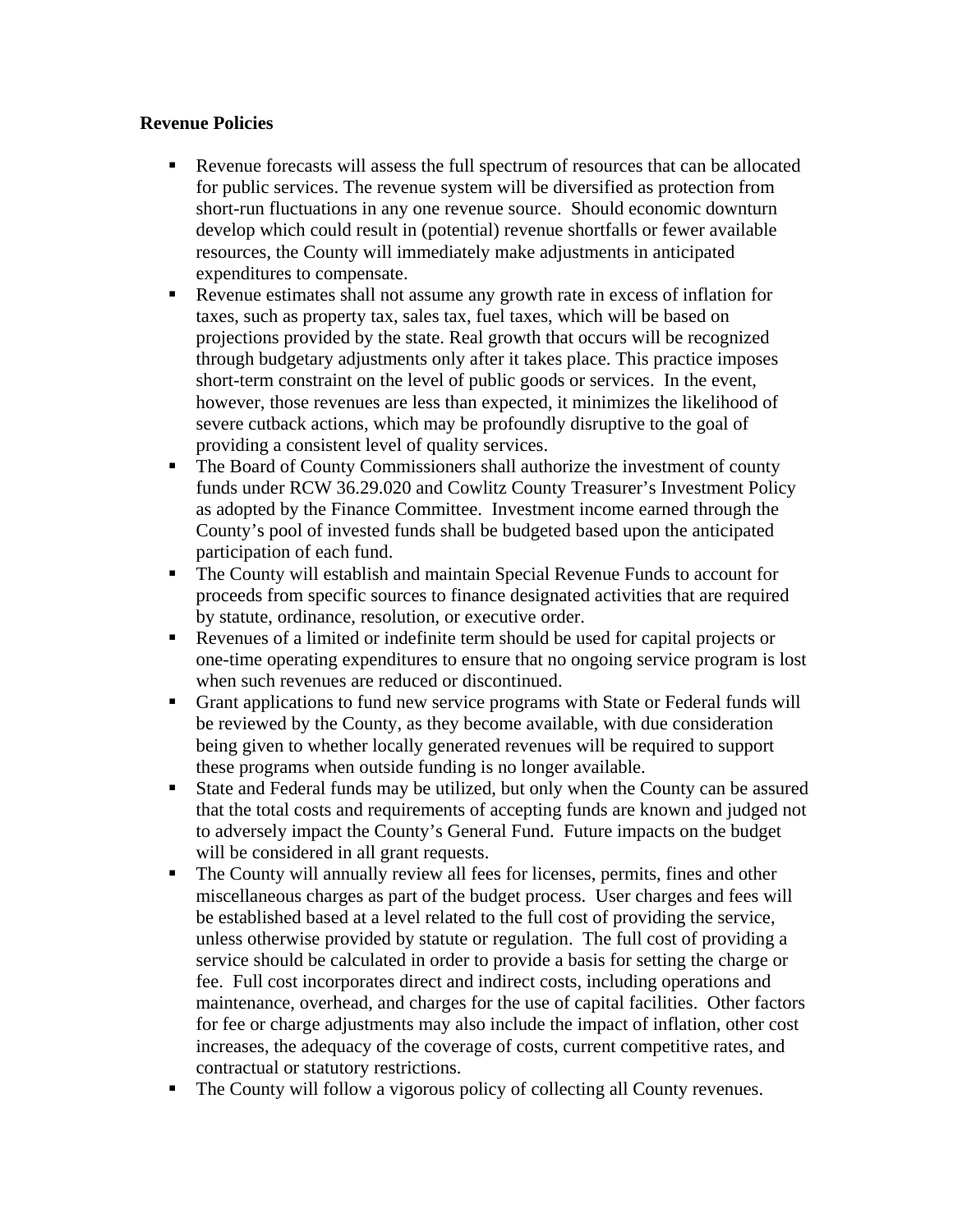**Revenue Policies**

- Revenue forecasts will assess the full spectrum of resources that can be allocated for public services. The revenue system will be diversified as protection from short-run fluctuations in any one revenue source. Should economic downturn develop which could result in (potential) revenue shortfalls or fewer available resources, the County will immediately make adjustments in anticipated expenditures to compensate.
- Revenue estimates shall not assume any growth rate in excess of inflation for taxes, such as property tax, sales tax, fuel taxes, which will be based on projections provided by the state. Real growth that occurs will be recognized through budgetary adjustments only after it takes place. This practice imposes short-term constraint on the level of public goods or services. In the event, however, those revenues are less than expected, it minimizes the likelihood of severe cutback actions, which may be profoundly disruptive to the goal of providing a consistent level of quality services.
- The Board of County Commissioners shall authorize the investment of county funds under RCW 36.29.020 and Cowlitz County Treasurer's Investment Policy as adopted by the Finance Committee. Investment income earned through the County's pool of invested funds shall be budgeted based upon the anticipated participation of each fund.
- The County will establish and maintain Special Revenue Funds to account for proceeds from specific sources to finance designated activities that are required by statute, ordinance, resolution, or executive order.
- Revenues of a limited or indefinite term should be used for capital projects or one-time operating expenditures to ensure that no ongoing service program is lost when such revenues are reduced or discontinued.
- Grant applications to fund new service programs with State or Federal funds will be reviewed by the County, as they become available, with due consideration being given to whether locally generated revenues will be required to support these programs when outside funding is no longer available.
- State and Federal funds may be utilized, but only when the County can be assured that the total costs and requirements of accepting funds are known and judged not to adversely impact the County's General Fund. Future impacts on the budget will be considered in all grant requests.
- The County will annually review all fees for licenses, permits, fines and other miscellaneous charges as part of the budget process. User charges and fees will be established based at a level related to the full cost of providing the service, unless otherwise provided by statute or regulation. The full cost of providing a service should be calculated in order to provide a basis for setting the charge or fee. Full cost incorporates direct and indirect costs, including operations and maintenance, overhead, and charges for the use of capital facilities. Other factors for fee or charge adjustments may also include the impact of inflation, other cost increases, the adequacy of the coverage of costs, current competitive rates, and contractual or statutory restrictions.
- The County will follow a vigorous policy of collecting all County revenues.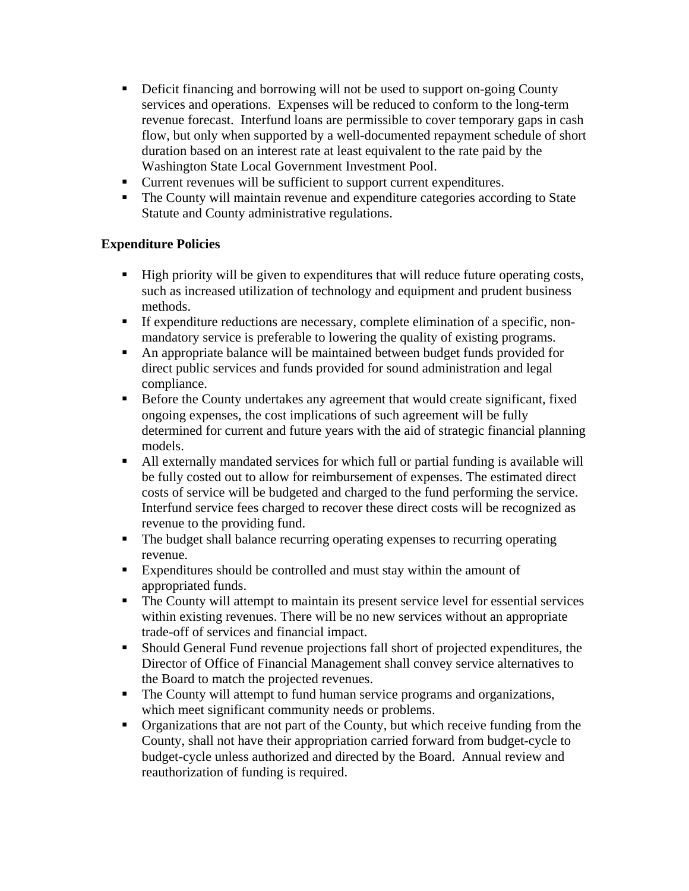- Deficit financing and borrowing will not be used to support on-going County services and operations. Expenses will be reduced to conform to the long-term revenue forecast. Interfund loans are permissible to cover temporary gaps in cash flow, but only when supported by a well-documented repayment schedule of short duration based on an interest rate at least equivalent to the rate paid by the Washington State Local Government Investment Pool.
- Current revenues will be sufficient to support current expenditures.
- The County will maintain revenue and expenditure categories according to State Statute and County administrative regulations.

**Expenditure Policies**

- High priority will be given to expenditures that will reduce future operating costs, such as increased utilization of technology and equipment and prudent business methods.
- If expenditure reductions are necessary, complete elimination of a specific, non-mandatory service is preferable to lowering the quality of existing programs.
- An appropriate balance will be maintained between budget funds provided for direct public services and funds provided for sound administration and legal compliance.
- Before the County undertakes any agreement that would create significant, fixed ongoing expenses, the cost implications of such agreement will be fully determined for current and future years with the aid of strategic financial planning models.
- All externally mandated services for which full or partial funding is available will be fully costed out to allow for reimbursement of expenses. The estimated direct costs of service will be budgeted and charged to the fund performing the service. Interfund service fees charged to recover these direct costs will be recognized as revenue to the providing fund.
- The budget shall balance recurring operating expenses to recurring operating revenue.
- Expenditures should be controlled and must stay within the amount of appropriated funds.
- The County will attempt to maintain its present service level for essential services within existing revenues. There will be no new services without an appropriate trade-off of services and financial impact.
- Should General Fund revenue projections fall short of projected expenditures, the Director of Office of Financial Management shall convey service alternatives to the Board to match the projected revenues.
- The County will attempt to fund human service programs and organizations, which meet significant community needs or problems.
- Organizations that are not part of the County, but which receive funding from the County, shall not have their appropriation carried forward from budget-cycle to budget-cycle unless authorized and directed by the Board. Annual review and reauthorization of funding is required.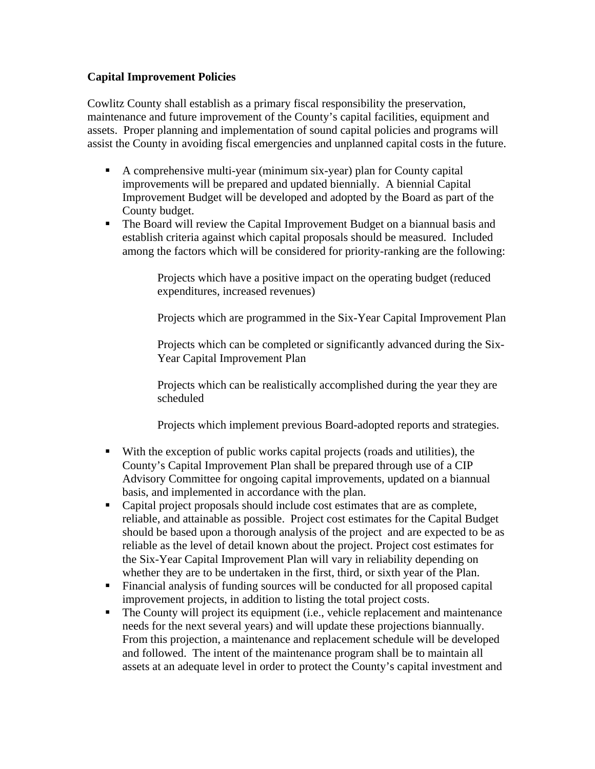**Capital Improvement Policies**

Cowlitz County shall establish as a primary fiscal responsibility the preservation, maintenance and future improvement of the County's capital facilities, equipment and assets. Proper planning and implementation of sound capital policies and programs will assist the County in avoiding fiscal emergencies and unplanned capital costs in the future.

- A comprehensive multi-year (minimum six-year) plan for County capital improvements will be prepared and updated biennially. A biennial Capital Improvement Budget will be developed and adopted by the Board as part of the County budget.
- The Board will review the Capital Improvement Budget on a biannual basis and establish criteria against which capital proposals should be measured. Included among the factors which will be considered for priority-ranking are the following:

  Projects which have a positive impact on the operating budget (reduced expenditures, increased revenues)

  Projects which are programmed in the Six-Year Capital Improvement Plan

  Projects which can be completed or significantly advanced during the Six-Year Capital Improvement Plan

  Projects which can be realistically accomplished during the year they are scheduled

  Projects which implement previous Board-adopted reports and strategies.

- With the exception of public works capital projects (roads and utilities), the County's Capital Improvement Plan shall be prepared through use of a CIP Advisory Committee for ongoing capital improvements, updated on a biannual basis, and implemented in accordance with the plan.
- Capital project proposals should include cost estimates that are as complete, reliable, and attainable as possible. Project cost estimates for the Capital Budget should be based upon a thorough analysis of the project and are expected to be as reliable as the level of detail known about the project. Project cost estimates for the Six-Year Capital Improvement Plan will vary in reliability depending on whether they are to be undertaken in the first, third, or sixth year of the Plan.
- Financial analysis of funding sources will be conducted for all proposed capital improvement projects, in addition to listing the total project costs.
- The County will project its equipment (i.e., vehicle replacement and maintenance needs for the next several years) and will update these projections biannually. From this projection, a maintenance and replacement schedule will be developed and followed. The intent of the maintenance program shall be to maintain all assets at an adequate level in order to protect the County's capital investment and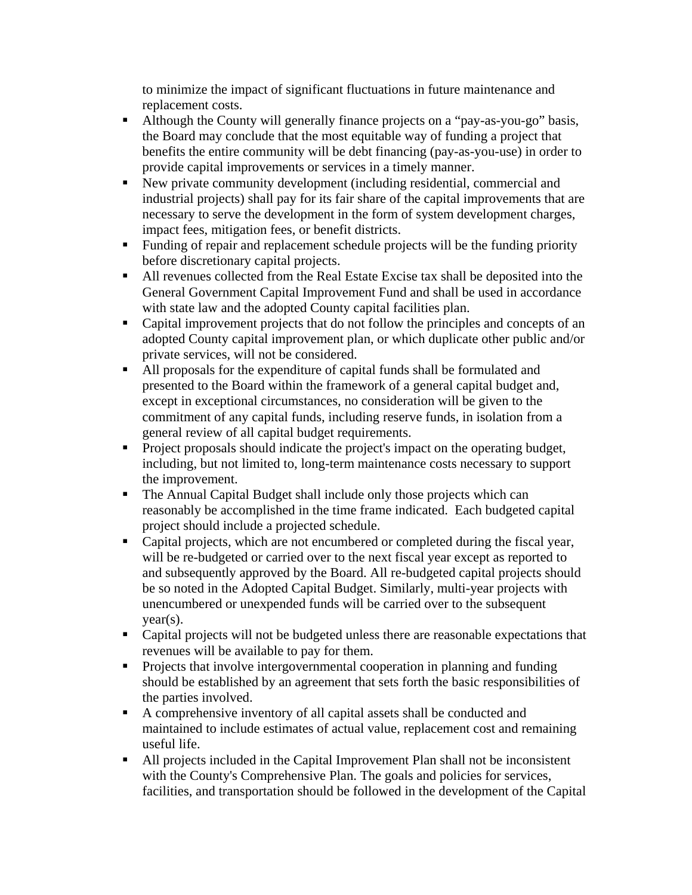to minimize the impact of significant fluctuations in future maintenance and replacement costs.

- Although the County will generally finance projects on a "pay-as-you-go" basis, the Board may conclude that the most equitable way of funding a project that benefits the entire community will be debt financing (pay-as-you-use) in order to provide capital improvements or services in a timely manner.
- New private community development (including residential, commercial and industrial projects) shall pay for its fair share of the capital improvements that are necessary to serve the development in the form of system development charges, impact fees, mitigation fees, or benefit districts.
- Funding of repair and replacement schedule projects will be the funding priority before discretionary capital projects.
- All revenues collected from the Real Estate Excise tax shall be deposited into the General Government Capital Improvement Fund and shall be used in accordance with state law and the adopted County capital facilities plan.
- Capital improvement projects that do not follow the principles and concepts of an adopted County capital improvement plan, or which duplicate other public and/or private services, will not be considered.
- All proposals for the expenditure of capital funds shall be formulated and presented to the Board within the framework of a general capital budget and, except in exceptional circumstances, no consideration will be given to the commitment of any capital funds, including reserve funds, in isolation from a general review of all capital budget requirements.
- Project proposals should indicate the project's impact on the operating budget, including, but not limited to, long-term maintenance costs necessary to support the improvement.
- The Annual Capital Budget shall include only those projects which can reasonably be accomplished in the time frame indicated. Each budgeted capital project should include a projected schedule.
- Capital projects, which are not encumbered or completed during the fiscal year, will be re-budgeted or carried over to the next fiscal year except as reported to and subsequently approved by the Board. All re-budgeted capital projects should be so noted in the Adopted Capital Budget. Similarly, multi-year projects with unencumbered or unexpended funds will be carried over to the subsequent year(s).
- Capital projects will not be budgeted unless there are reasonable expectations that revenues will be available to pay for them.
- Projects that involve intergovernmental cooperation in planning and funding should be established by an agreement that sets forth the basic responsibilities of the parties involved.
- A comprehensive inventory of all capital assets shall be conducted and maintained to include estimates of actual value, replacement cost and remaining useful life.
- All projects included in the Capital Improvement Plan shall not be inconsistent with the County's Comprehensive Plan. The goals and policies for services, facilities, and transportation should be followed in the development of the Capital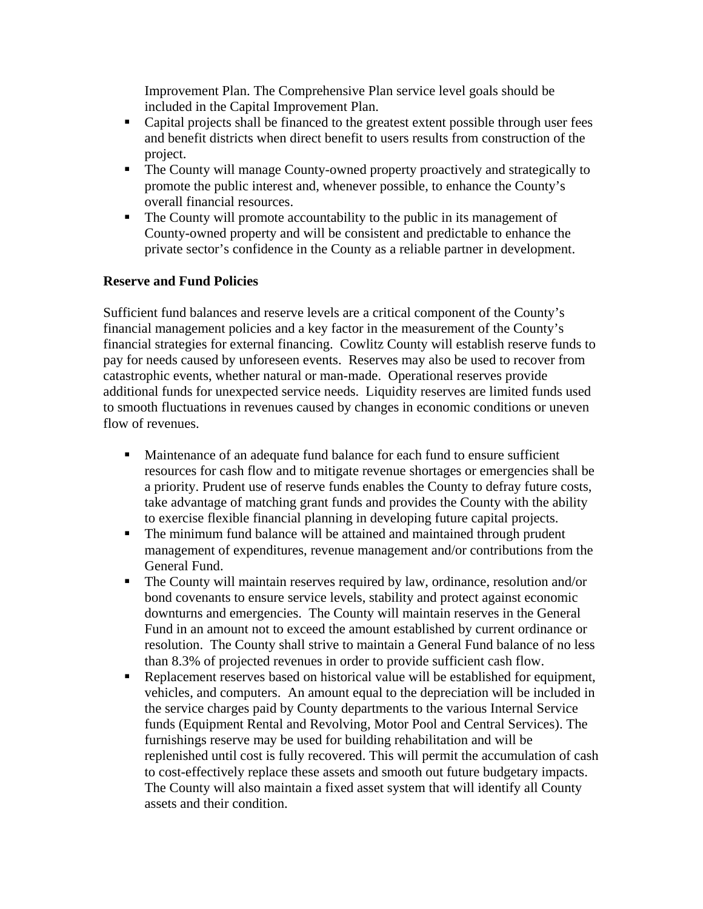Improvement Plan. The Comprehensive Plan service level goals should be included in the Capital Improvement Plan.

- Capital projects shall be financed to the greatest extent possible through user fees and benefit districts when direct benefit to users results from construction of the project.
- The County will manage County-owned property proactively and strategically to promote the public interest and, whenever possible, to enhance the County's overall financial resources.
- The County will promote accountability to the public in its management of County-owned property and will be consistent and predictable to enhance the private sector's confidence in the County as a reliable partner in development.

**Reserve and Fund Policies**

Sufficient fund balances and reserve levels are a critical component of the County's financial management policies and a key factor in the measurement of the County's financial strategies for external financing. Cowlitz County will establish reserve funds to pay for needs caused by unforeseen events. Reserves may also be used to recover from catastrophic events, whether natural or man-made. Operational reserves provide additional funds for unexpected service needs. Liquidity reserves are limited funds used to smooth fluctuations in revenues caused by changes in economic conditions or uneven flow of revenues.

- Maintenance of an adequate fund balance for each fund to ensure sufficient resources for cash flow and to mitigate revenue shortages or emergencies shall be a priority. Prudent use of reserve funds enables the County to defray future costs, take advantage of matching grant funds and provides the County with the ability to exercise flexible financial planning in developing future capital projects.
- The minimum fund balance will be attained and maintained through prudent management of expenditures, revenue management and/or contributions from the General Fund.
- The County will maintain reserves required by law, ordinance, resolution and/or bond covenants to ensure service levels, stability and protect against economic downturns and emergencies. The County will maintain reserves in the General Fund in an amount not to exceed the amount established by current ordinance or resolution. The County shall strive to maintain a General Fund balance of no less than 8.3% of projected revenues in order to provide sufficient cash flow.
- Replacement reserves based on historical value will be established for equipment, vehicles, and computers. An amount equal to the depreciation will be included in the service charges paid by County departments to the various Internal Service funds (Equipment Rental and Revolving, Motor Pool and Central Services). The furnishings reserve may be used for building rehabilitation and will be replenished until cost is fully recovered. This will permit the accumulation of cash to cost-effectively replace these assets and smooth out future budgetary impacts. The County will also maintain a fixed asset system that will identify all County assets and their condition.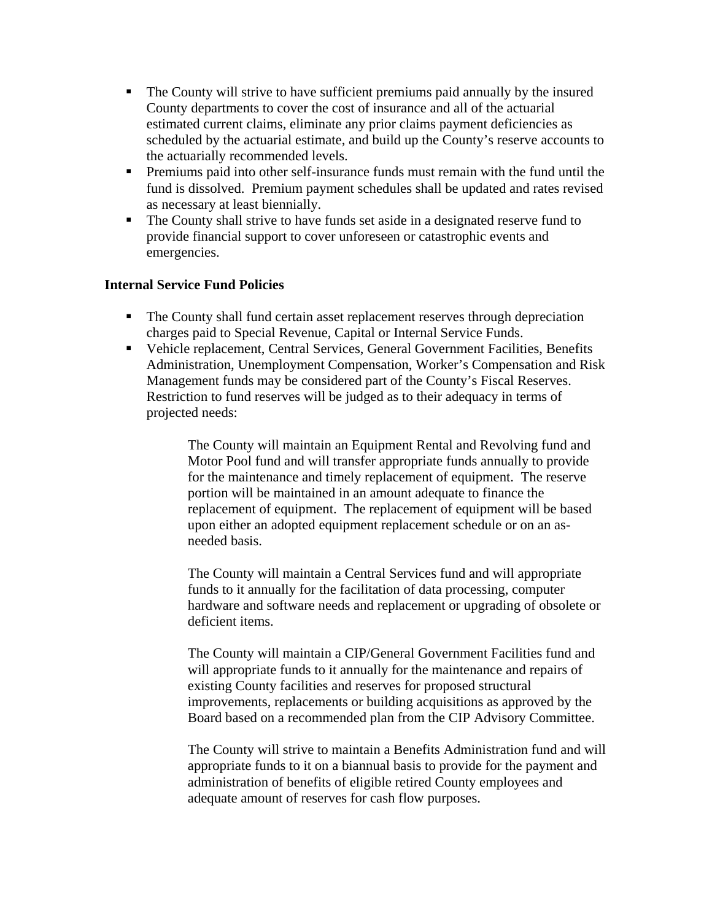- The County will strive to have sufficient premiums paid annually by the insured County departments to cover the cost of insurance and all of the actuarial estimated current claims, eliminate any prior claims payment deficiencies as scheduled by the actuarial estimate, and build up the County's reserve accounts to the actuarially recommended levels.
- Premiums paid into other self-insurance funds must remain with the fund until the fund is dissolved. Premium payment schedules shall be updated and rates revised as necessary at least biennially.
- The County shall strive to have funds set aside in a designated reserve fund to provide financial support to cover unforeseen or catastrophic events and emergencies.

**Internal Service Fund Policies**

- The County shall fund certain asset replacement reserves through depreciation charges paid to Special Revenue, Capital or Internal Service Funds.
- Vehicle replacement, Central Services, General Government Facilities, Benefits Administration, Unemployment Compensation, Worker's Compensation and Risk Management funds may be considered part of the County's Fiscal Reserves. Restriction to fund reserves will be judged as to their adequacy in terms of projected needs:

  The County will maintain an Equipment Rental and Revolving fund and Motor Pool fund and will transfer appropriate funds annually to provide for the maintenance and timely replacement of equipment. The reserve portion will be maintained in an amount adequate to finance the replacement of equipment. The replacement of equipment will be based upon either an adopted equipment replacement schedule or on an as-needed basis.

  The County will maintain a Central Services fund and will appropriate funds to it annually for the facilitation of data processing, computer hardware and software needs and replacement or upgrading of obsolete or deficient items.

  The County will maintain a CIP/General Government Facilities fund and will appropriate funds to it annually for the maintenance and repairs of existing County facilities and reserves for proposed structural improvements, replacements or building acquisitions as approved by the Board based on a recommended plan from the CIP Advisory Committee.

  The County will strive to maintain a Benefits Administration fund and will appropriate funds to it on a biannual basis to provide for the payment and administration of benefits of eligible retired County employees and adequate amount of reserves for cash flow purposes.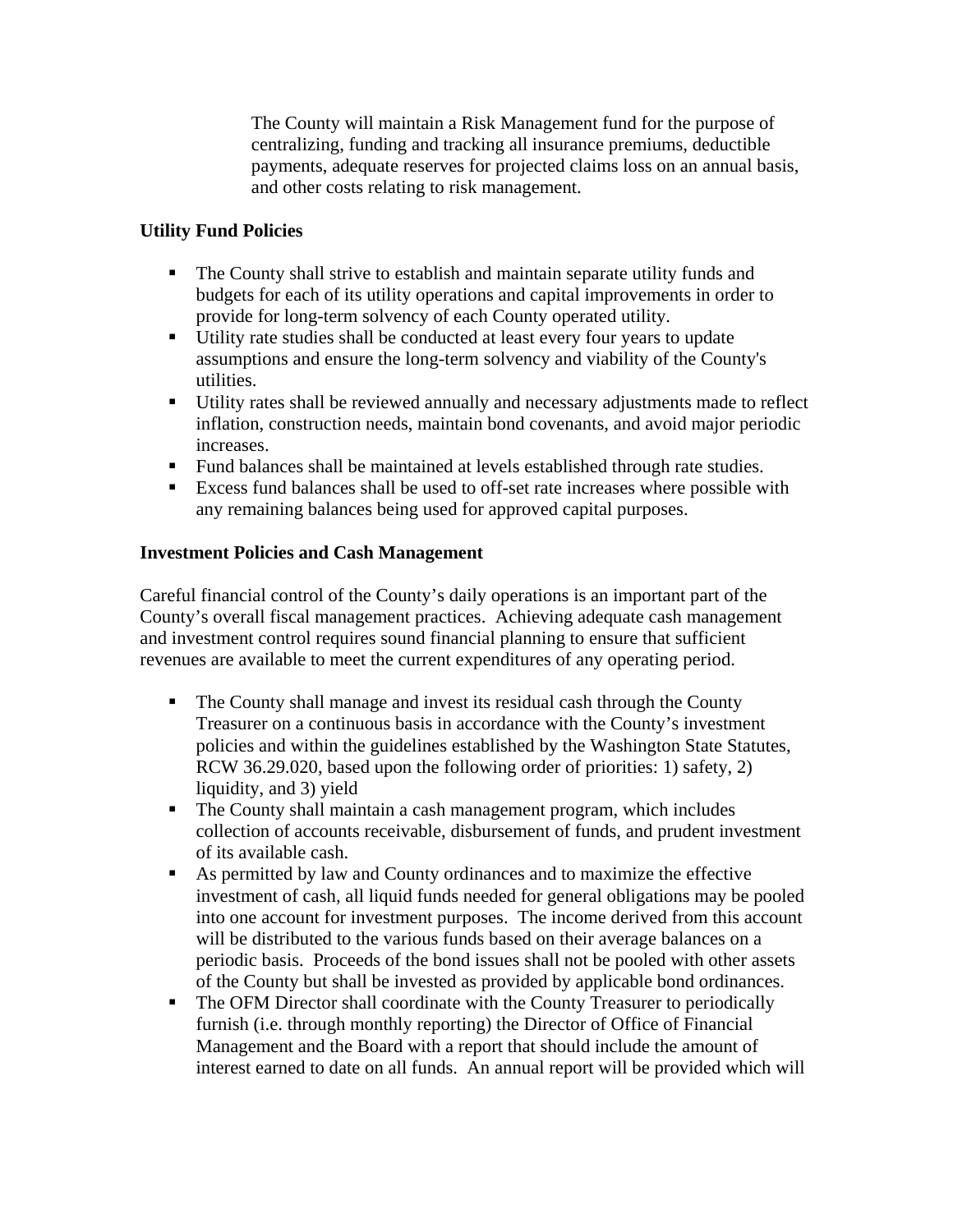The County will maintain a Risk Management fund for the purpose of centralizing, funding and tracking all insurance premiums, deductible payments, adequate reserves for projected claims loss on an annual basis, and other costs relating to risk management.

**Utility Fund Policies**

- The County shall strive to establish and maintain separate utility funds and budgets for each of its utility operations and capital improvements in order to provide for long-term solvency of each County operated utility.
- Utility rate studies shall be conducted at least every four years to update assumptions and ensure the long-term solvency and viability of the County's utilities.
- Utility rates shall be reviewed annually and necessary adjustments made to reflect inflation, construction needs, maintain bond covenants, and avoid major periodic increases.
- Fund balances shall be maintained at levels established through rate studies.
- Excess fund balances shall be used to off-set rate increases where possible with any remaining balances being used for approved capital purposes.

**Investment Policies and Cash Management**

Careful financial control of the County's daily operations is an important part of the County's overall fiscal management practices. Achieving adequate cash management and investment control requires sound financial planning to ensure that sufficient revenues are available to meet the current expenditures of any operating period.

- The County shall manage and invest its residual cash through the County Treasurer on a continuous basis in accordance with the County's investment policies and within the guidelines established by the Washington State Statutes, RCW 36.29.020, based upon the following order of priorities: 1) safety, 2) liquidity, and 3) yield
- The County shall maintain a cash management program, which includes collection of accounts receivable, disbursement of funds, and prudent investment of its available cash.
- As permitted by law and County ordinances and to maximize the effective investment of cash, all liquid funds needed for general obligations may be pooled into one account for investment purposes. The income derived from this account will be distributed to the various funds based on their average balances on a periodic basis. Proceeds of the bond issues shall not be pooled with other assets of the County but shall be invested as provided by applicable bond ordinances.
- The OFM Director shall coordinate with the County Treasurer to periodically furnish (i.e. through monthly reporting) the Director of Office of Financial Management and the Board with a report that should include the amount of interest earned to date on all funds. An annual report will be provided which will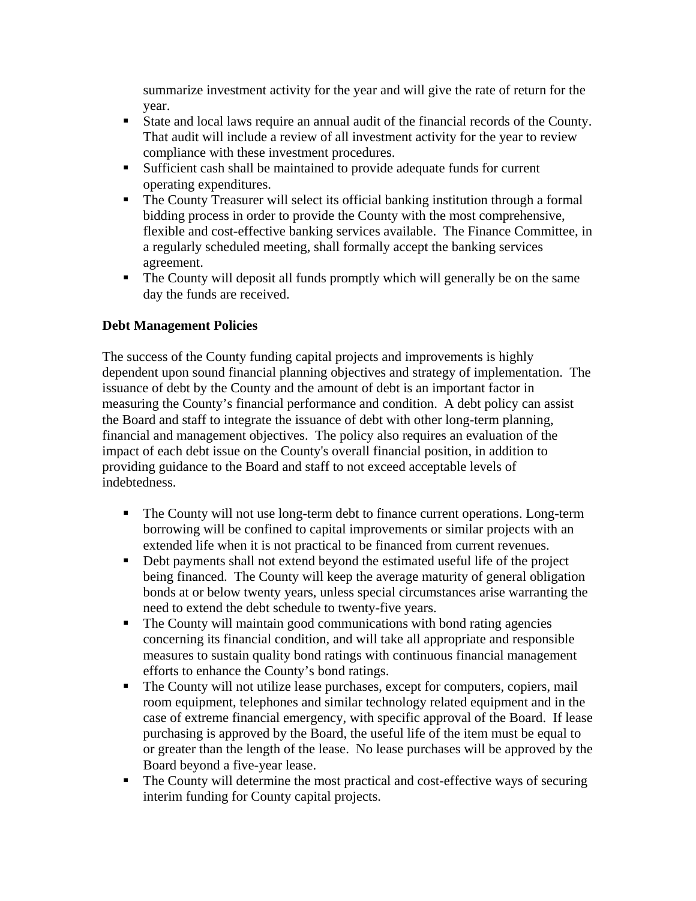- summarize investment activity for the year and will give the rate of return for the year.
- State and local laws require an annual audit of the financial records of the County. That audit will include a review of all investment activity for the year to review compliance with these investment procedures.
- Sufficient cash shall be maintained to provide adequate funds for current operating expenditures.
- The County Treasurer will select its official banking institution through a formal bidding process in order to provide the County with the most comprehensive, flexible and cost-effective banking services available. The Finance Committee, in a regularly scheduled meeting, shall formally accept the banking services agreement.
- The County will deposit all funds promptly which will generally be on the same day the funds are received.

**Debt Management Policies**

The success of the County funding capital projects and improvements is highly dependent upon sound financial planning objectives and strategy of implementation. The issuance of debt by the County and the amount of debt is an important factor in measuring the County's financial performance and condition. A debt policy can assist the Board and staff to integrate the issuance of debt with other long-term planning, financial and management objectives. The policy also requires an evaluation of the impact of each debt issue on the County's overall financial position, in addition to providing guidance to the Board and staff to not exceed acceptable levels of indebtedness.

- The County will not use long-term debt to finance current operations. Long-term borrowing will be confined to capital improvements or similar projects with an extended life when it is not practical to be financed from current revenues.
- Debt payments shall not extend beyond the estimated useful life of the project being financed. The County will keep the average maturity of general obligation bonds at or below twenty years, unless special circumstances arise warranting the need to extend the debt schedule to twenty-five years.
- The County will maintain good communications with bond rating agencies concerning its financial condition, and will take all appropriate and responsible measures to sustain quality bond ratings with continuous financial management efforts to enhance the County's bond ratings.
- The County will not utilize lease purchases, except for computers, copiers, mail room equipment, telephones and similar technology related equipment and in the case of extreme financial emergency, with specific approval of the Board. If lease purchasing is approved by the Board, the useful life of the item must be equal to or greater than the length of the lease. No lease purchases will be approved by the Board beyond a five-year lease.
- The County will determine the most practical and cost-effective ways of securing interim funding for County capital projects.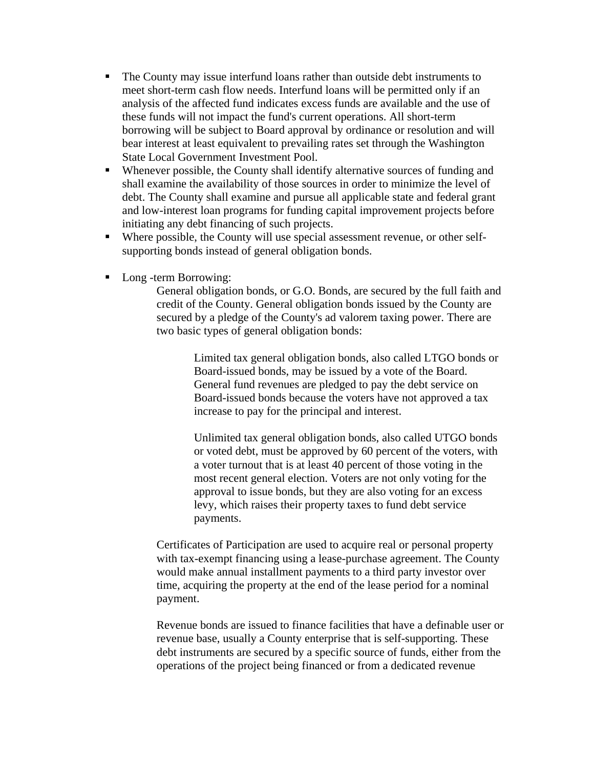- The County may issue interfund loans rather than outside debt instruments to meet short-term cash flow needs. Interfund loans will be permitted only if an analysis of the affected fund indicates excess funds are available and the use of these funds will not impact the fund's current operations. All short-term borrowing will be subject to Board approval by ordinance or resolution and will bear interest at least equivalent to prevailing rates set through the Washington State Local Government Investment Pool.
- Whenever possible, the County shall identify alternative sources of funding and shall examine the availability of those sources in order to minimize the level of debt. The County shall examine and pursue all applicable state and federal grant and low-interest loan programs for funding capital improvement projects before initiating any debt financing of such projects.
- Where possible, the County will use special assessment revenue, or other self-supporting bonds instead of general obligation bonds.

- Long -term Borrowing:

  General obligation bonds, or G.O. Bonds, are secured by the full faith and credit of the County. General obligation bonds issued by the County are secured by a pledge of the County's ad valorem taxing power. There are two basic types of general obligation bonds:

  > Limited tax general obligation bonds, also called LTGO bonds or Board-issued bonds, may be issued by a vote of the Board. General fund revenues are pledged to pay the debt service on Board-issued bonds because the voters have not approved a tax increase to pay for the principal and interest.
  >
  > Unlimited tax general obligation bonds, also called UTGO bonds or voted debt, must be approved by 60 percent of the voters, with a voter turnout that is at least 40 percent of those voting in the most recent general election. Voters are not only voting for the approval to issue bonds, but they are also voting for an excess levy, which raises their property taxes to fund debt service payments.

  Certificates of Participation are used to acquire real or personal property with tax-exempt financing using a lease-purchase agreement. The County would make annual installment payments to a third party investor over time, acquiring the property at the end of the lease period for a nominal payment.

  Revenue bonds are issued to finance facilities that have a definable user or revenue base, usually a County enterprise that is self-supporting. These debt instruments are secured by a specific source of funds, either from the operations of the project being financed or from a dedicated revenue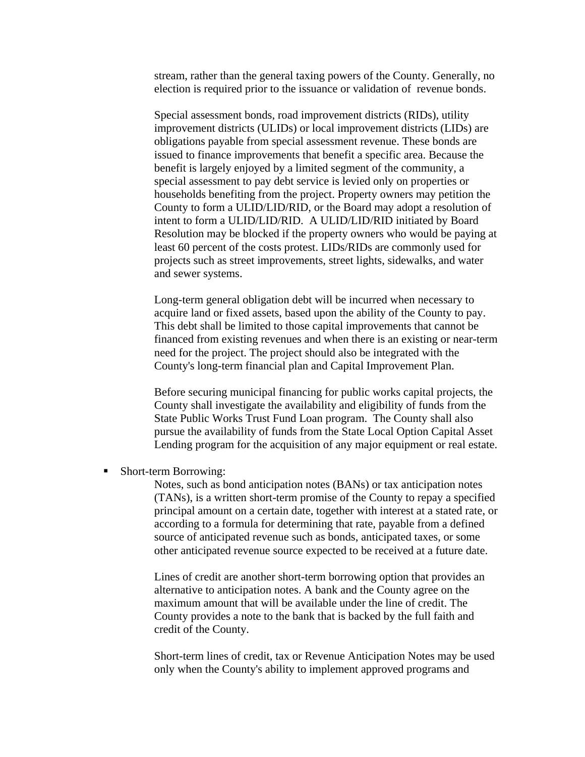stream, rather than the general taxing powers of the County. Generally, no election is required prior to the issuance or validation of revenue bonds.

Special assessment bonds, road improvement districts (RIDs), utility improvement districts (ULIDs) or local improvement districts (LIDs) are obligations payable from special assessment revenue. These bonds are issued to finance improvements that benefit a specific area. Because the benefit is largely enjoyed by a limited segment of the community, a special assessment to pay debt service is levied only on properties or households benefiting from the project. Property owners may petition the County to form a ULID/LID/RID, or the Board may adopt a resolution of intent to form a ULID/LID/RID. A ULID/LID/RID initiated by Board Resolution may be blocked if the property owners who would be paying at least 60 percent of the costs protest. LIDs/RIDs are commonly used for projects such as street improvements, street lights, sidewalks, and water and sewer systems.

Long-term general obligation debt will be incurred when necessary to acquire land or fixed assets, based upon the ability of the County to pay. This debt shall be limited to those capital improvements that cannot be financed from existing revenues and when there is an existing or near-term need for the project. The project should also be integrated with the County's long-term financial plan and Capital Improvement Plan.

Before securing municipal financing for public works capital projects, the County shall investigate the availability and eligibility of funds from the State Public Works Trust Fund Loan program. The County shall also pursue the availability of funds from the State Local Option Capital Asset Lending program for the acquisition of any major equipment or real estate.

- Short-term Borrowing:

  Notes, such as bond anticipation notes (BANs) or tax anticipation notes (TANs), is a written short-term promise of the County to repay a specified principal amount on a certain date, together with interest at a stated rate, or according to a formula for determining that rate, payable from a defined source of anticipated revenue such as bonds, anticipated taxes, or some other anticipated revenue source expected to be received at a future date.

  Lines of credit are another short-term borrowing option that provides an alternative to anticipation notes. A bank and the County agree on the maximum amount that will be available under the line of credit. The County provides a note to the bank that is backed by the full faith and credit of the County.

  Short-term lines of credit, tax or Revenue Anticipation Notes may be used only when the County's ability to implement approved programs and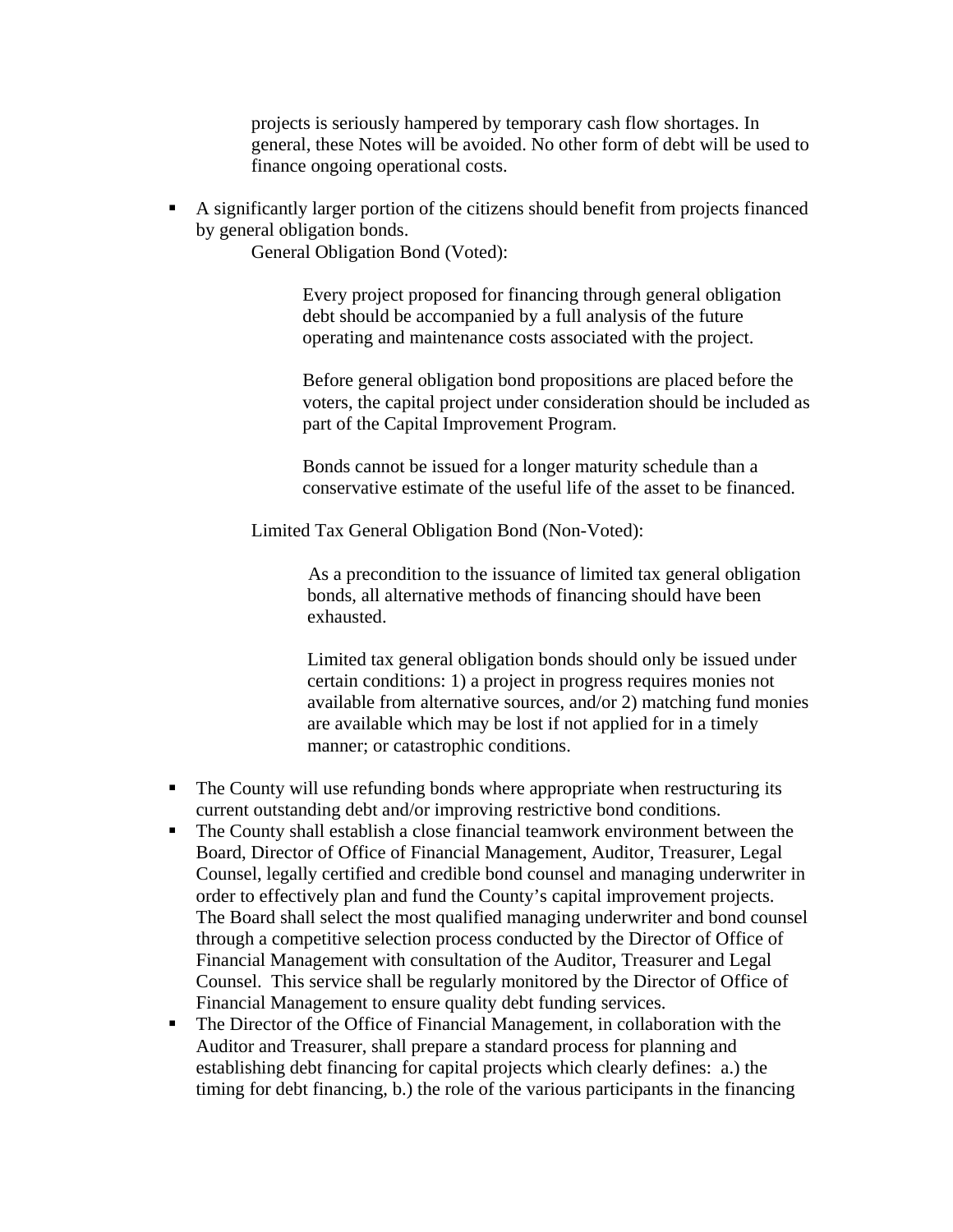projects is seriously hampered by temporary cash flow shortages. In general, these Notes will be avoided. No other form of debt will be used to finance ongoing operational costs.

- A significantly larger portion of the citizens should benefit from projects financed by general obligation bonds.

  General Obligation Bond (Voted):

  Every project proposed for financing through general obligation debt should be accompanied by a full analysis of the future operating and maintenance costs associated with the project.

  Before general obligation bond propositions are placed before the voters, the capital project under consideration should be included as part of the Capital Improvement Program.

  Bonds cannot be issued for a longer maturity schedule than a conservative estimate of the useful life of the asset to be financed.

  Limited Tax General Obligation Bond (Non-Voted):

  As a precondition to the issuance of limited tax general obligation bonds, all alternative methods of financing should have been exhausted.

  Limited tax general obligation bonds should only be issued under certain conditions: 1) a project in progress requires monies not available from alternative sources, and/or 2) matching fund monies are available which may be lost if not applied for in a timely manner; or catastrophic conditions.

- The County will use refunding bonds where appropriate when restructuring its current outstanding debt and/or improving restrictive bond conditions.
- The County shall establish a close financial teamwork environment between the Board, Director of Office of Financial Management, Auditor, Treasurer, Legal Counsel, legally certified and credible bond counsel and managing underwriter in order to effectively plan and fund the County's capital improvement projects. The Board shall select the most qualified managing underwriter and bond counsel through a competitive selection process conducted by the Director of Office of Financial Management with consultation of the Auditor, Treasurer and Legal Counsel. This service shall be regularly monitored by the Director of Office of Financial Management to ensure quality debt funding services.
- The Director of the Office of Financial Management, in collaboration with the Auditor and Treasurer, shall prepare a standard process for planning and establishing debt financing for capital projects which clearly defines: a.) the timing for debt financing, b.) the role of the various participants in the financing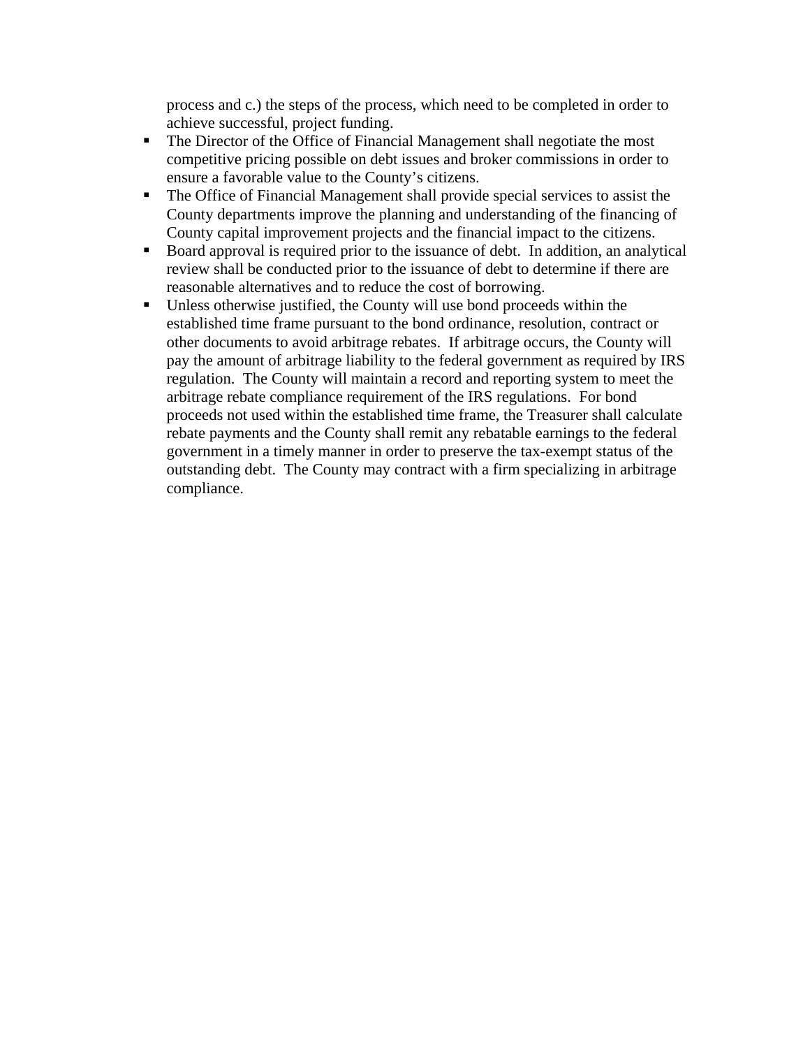process and c.) the steps of the process, which need to be completed in order to achieve successful, project funding.

- The Director of the Office of Financial Management shall negotiate the most competitive pricing possible on debt issues and broker commissions in order to ensure a favorable value to the County's citizens.
- The Office of Financial Management shall provide special services to assist the County departments improve the planning and understanding of the financing of County capital improvement projects and the financial impact to the citizens.
- Board approval is required prior to the issuance of debt. In addition, an analytical review shall be conducted prior to the issuance of debt to determine if there are reasonable alternatives and to reduce the cost of borrowing.
- Unless otherwise justified, the County will use bond proceeds within the established time frame pursuant to the bond ordinance, resolution, contract or other documents to avoid arbitrage rebates. If arbitrage occurs, the County will pay the amount of arbitrage liability to the federal government as required by IRS regulation. The County will maintain a record and reporting system to meet the arbitrage rebate compliance requirement of the IRS regulations. For bond proceeds not used within the established time frame, the Treasurer shall calculate rebate payments and the County shall remit any rebatable earnings to the federal government in a timely manner in order to preserve the tax-exempt status of the outstanding debt. The County may contract with a firm specializing in arbitrage compliance.